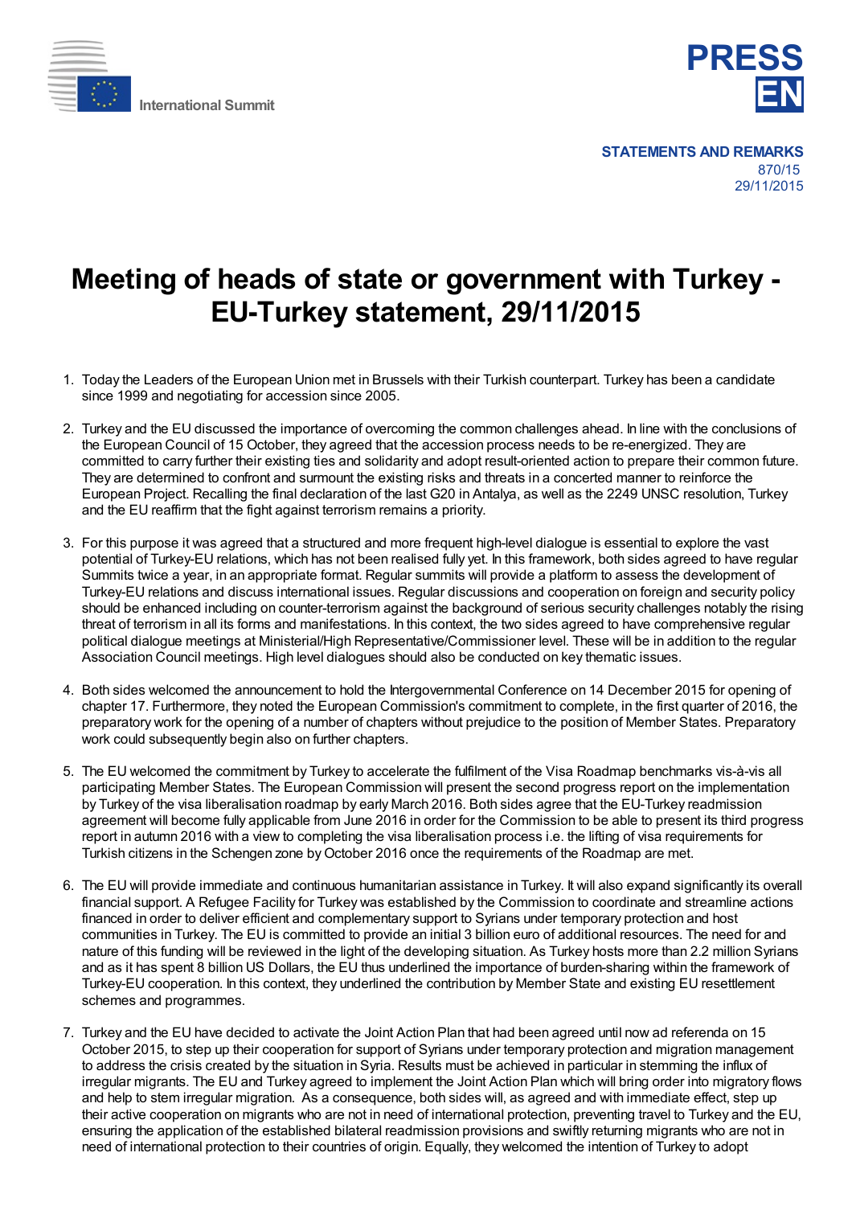International Summit

**PRESS EN**

**STATEMENTS AND REMARKS**
870/15
29/11/2015

# Meeting of heads of state or government with Turkey - EU-Turkey statement, 29/11/2015

1. Today the Leaders of the European Union met in Brussels with their Turkish counterpart. Turkey has been a candidate since 1999 and negotiating for accession since 2005.

2. Turkey and the EU discussed the importance of overcoming the common challenges ahead. In line with the conclusions of the European Council of 15 October, they agreed that the accession process needs to be re-energized. They are committed to carry further their existing ties and solidarity and adopt result-oriented action to prepare their common future. They are determined to confront and surmount the existing risks and threats in a concerted manner to reinforce the European Project. Recalling the final declaration of the last G20 in Antalya, as well as the 2249 UNSC resolution, Turkey and the EU reaffirm that the fight against terrorism remains a priority.

3. For this purpose it was agreed that a structured and more frequent high-level dialogue is essential to explore the vast potential of Turkey-EU relations, which has not been realised fully yet. In this framework, both sides agreed to have regular Summits twice a year, in an appropriate format. Regular summits will provide a platform to assess the development of Turkey-EU relations and discuss international issues. Regular discussions and cooperation on foreign and security policy should be enhanced including on counter-terrorism against the background of serious security challenges notably the rising threat of terrorism in all its forms and manifestations. In this context, the two sides agreed to have comprehensive regular political dialogue meetings at Ministerial/High Representative/Commissioner level. These will be in addition to the regular Association Council meetings. High level dialogues should also be conducted on key thematic issues.

4. Both sides welcomed the announcement to hold the Intergovernmental Conference on 14 December 2015 for opening of chapter 17. Furthermore, they noted the European Commission's commitment to complete, in the first quarter of 2016, the preparatory work for the opening of a number of chapters without prejudice to the position of Member States. Preparatory work could subsequently begin also on further chapters.

5. The EU welcomed the commitment by Turkey to accelerate the fulfilment of the Visa Roadmap benchmarks vis-à-vis all participating Member States. The European Commission will present the second progress report on the implementation by Turkey of the visa liberalisation roadmap by early March 2016. Both sides agree that the EU-Turkey readmission agreement will become fully applicable from June 2016 in order for the Commission to be able to present its third progress report in autumn 2016 with a view to completing the visa liberalisation process i.e. the lifting of visa requirements for Turkish citizens in the Schengen zone by October 2016 once the requirements of the Roadmap are met.

6. The EU will provide immediate and continuous humanitarian assistance in Turkey. It will also expand significantly its overall financial support. A Refugee Facility for Turkey was established by the Commission to coordinate and streamline actions financed in order to deliver efficient and complementary support to Syrians under temporary protection and host communities in Turkey. The EU is committed to provide an initial 3 billion euro of additional resources. The need for and nature of this funding will be reviewed in the light of the developing situation. As Turkey hosts more than 2.2 million Syrians and as it has spent 8 billion US Dollars, the EU thus underlined the importance of burden-sharing within the framework of Turkey-EU cooperation. In this context, they underlined the contribution by Member State and existing EU resettlement schemes and programmes.

7. Turkey and the EU have decided to activate the Joint Action Plan that had been agreed until now ad referenda on 15 October 2015, to step up their cooperation for support of Syrians under temporary protection and migration management to address the crisis created by the situation in Syria. Results must be achieved in particular in stemming the influx of irregular migrants. The EU and Turkey agreed to implement the Joint Action Plan which will bring order into migratory flows and help to stem irregular migration. As a consequence, both sides will, as agreed and with immediate effect, step up their active cooperation on migrants who are not in need of international protection, preventing travel to Turkey and the EU, ensuring the application of the established bilateral readmission provisions and swiftly returning migrants who are not in need of international protection to their countries of origin. Equally, they welcomed the intention of Turkey to adopt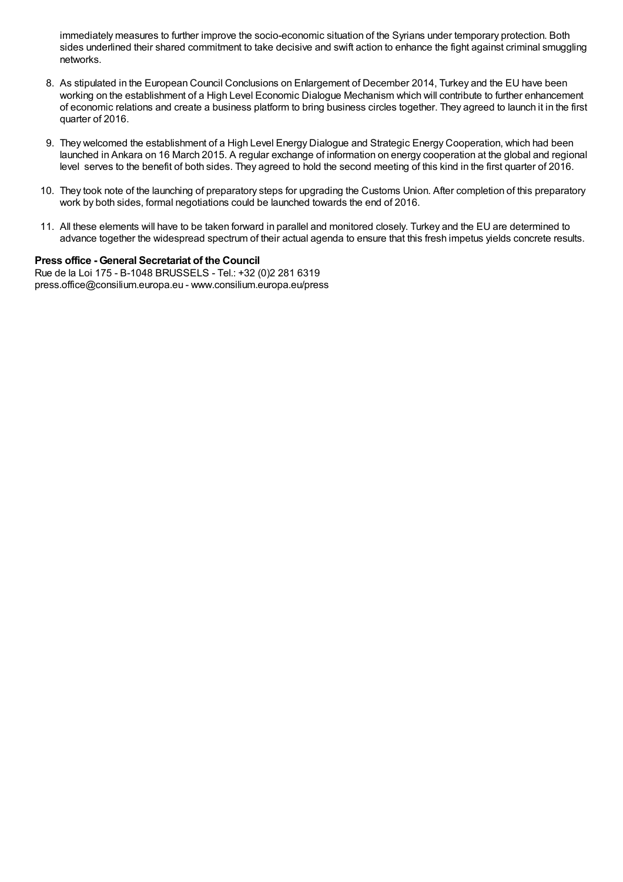immediately measures to further improve the socio-economic situation of the Syrians under temporary protection. Both sides underlined their shared commitment to take decisive and swift action to enhance the fight against criminal smuggling networks.

8. As stipulated in the European Council Conclusions on Enlargement of December 2014, Turkey and the EU have been working on the establishment of a High Level Economic Dialogue Mechanism which will contribute to further enhancement of economic relations and create a business platform to bring business circles together. They agreed to launch it in the first quarter of 2016.

9. They welcomed the establishment of a High Level Energy Dialogue and Strategic Energy Cooperation, which had been launched in Ankara on 16 March 2015. A regular exchange of information on energy cooperation at the global and regional level serves to the benefit of both sides. They agreed to hold the second meeting of this kind in the first quarter of 2016.

10. They took note of the launching of preparatory steps for upgrading the Customs Union. After completion of this preparatory work by both sides, formal negotiations could be launched towards the end of 2016.

11. All these elements will have to be taken forward in parallel and monitored closely. Turkey and the EU are determined to advance together the widespread spectrum of their actual agenda to ensure that this fresh impetus yields concrete results.

**Press office - General Secretariat of the Council**
Rue de la Loi 175 - B-1048 BRUSSELS - Tel.: +32 (0)2 281 6319
press.office@consilium.europa.eu - www.consilium.europa.eu/press